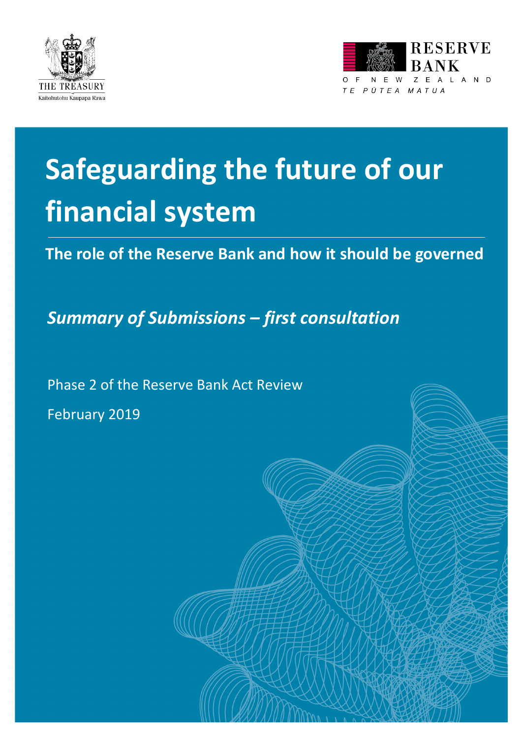THE TREASURY

Kaitohutohu Kaupapa Rawa

RESERVE BANK OF NEW ZEALAND

TE PŪTEA MATUA

# Safeguarding the future of our financial system

## The role of the Reserve Bank and how it should be governed

***Summary of Submissions – first consultation***

Phase 2 of the Reserve Bank Act Review

February 2019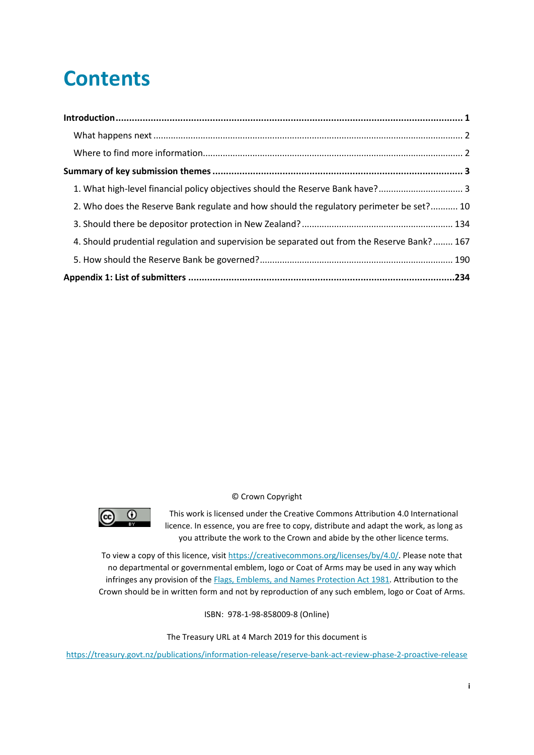# Contents

**Introduction** .......... **1**

What happens next .......... 2

Where to find more information .......... 2

**Summary of key submission themes** .......... **3**

1. What high-level financial policy objectives should the Reserve Bank have? .......... 3

2. Who does the Reserve Bank regulate and how should the regulatory perimeter be set? .......... 10

3. Should there be depositor protection in New Zealand? .......... 134

4. Should prudential regulation and supervision be separated out from the Reserve Bank? .......... 167

5. How should the Reserve Bank be governed? .......... 190

**Appendix 1: List of submitters** .......... **234**

© Crown Copyright

This work is licensed under the Creative Commons Attribution 4.0 International licence. In essence, you are free to copy, distribute and adapt the work, as long as you attribute the work to the Crown and abide by the other licence terms.

To view a copy of this licence, visit https://creativecommons.org/licenses/by/4.0/. Please note that no departmental or governmental emblem, logo or Coat of Arms may be used in any way which infringes any provision of the Flags, Emblems, and Names Protection Act 1981. Attribution to the Crown should be in written form and not by reproduction of any such emblem, logo or Coat of Arms.

ISBN: 978-1-98-858009-8 (Online)

The Treasury URL at 4 March 2019 for this document is

https://treasury.govt.nz/publications/information-release/reserve-bank-act-review-phase-2-proactive-release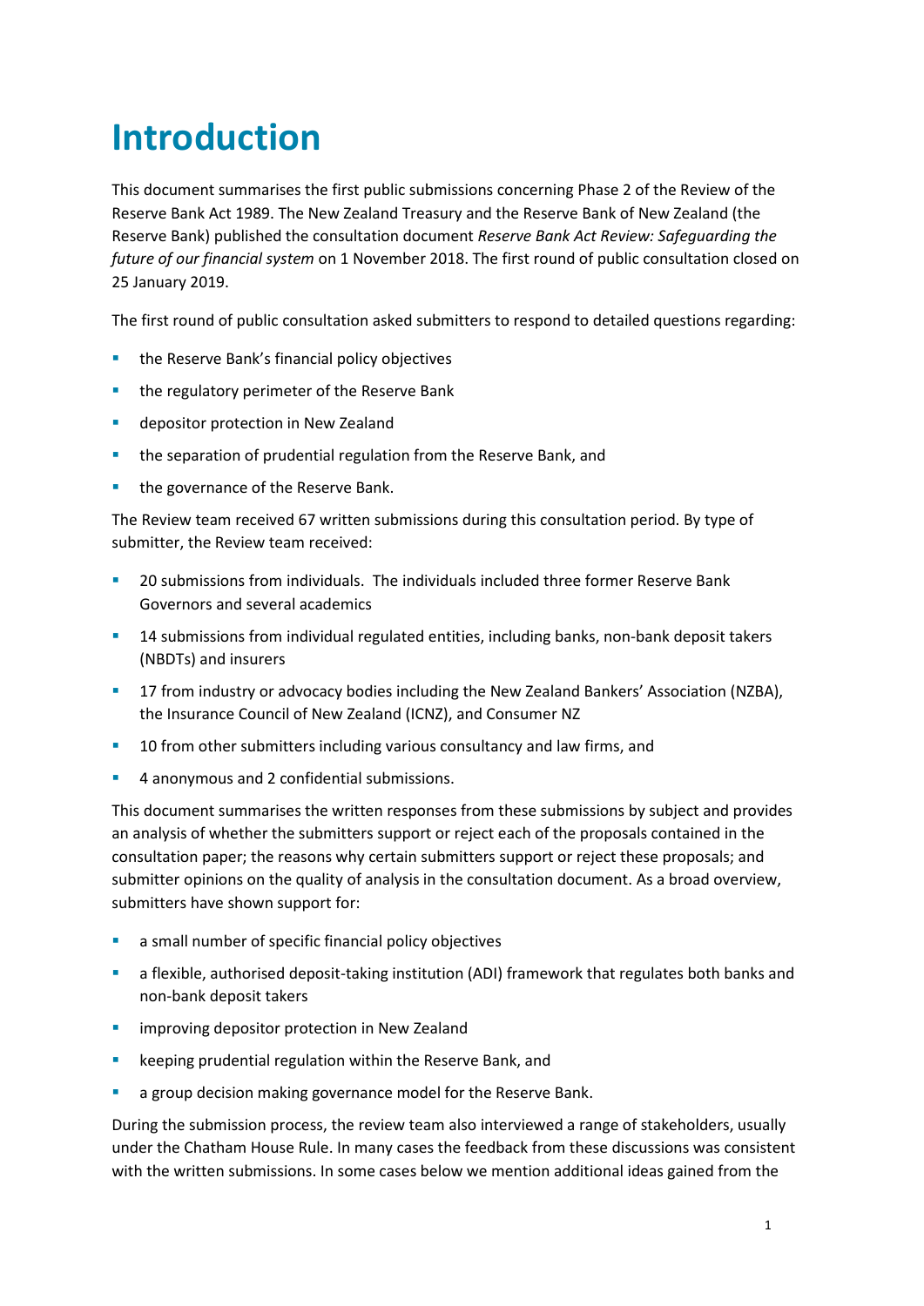# Introduction

This document summarises the first public submissions concerning Phase 2 of the Review of the Reserve Bank Act 1989. The New Zealand Treasury and the Reserve Bank of New Zealand (the Reserve Bank) published the consultation document *Reserve Bank Act Review: Safeguarding the future of our financial system* on 1 November 2018. The first round of public consultation closed on 25 January 2019.

The first round of public consultation asked submitters to respond to detailed questions regarding:

- the Reserve Bank's financial policy objectives
- the regulatory perimeter of the Reserve Bank
- depositor protection in New Zealand
- the separation of prudential regulation from the Reserve Bank, and
- the governance of the Reserve Bank.

The Review team received 67 written submissions during this consultation period. By type of submitter, the Review team received:

- 20 submissions from individuals. The individuals included three former Reserve Bank Governors and several academics
- 14 submissions from individual regulated entities, including banks, non-bank deposit takers (NBDTs) and insurers
- 17 from industry or advocacy bodies including the New Zealand Bankers' Association (NZBA), the Insurance Council of New Zealand (ICNZ), and Consumer NZ
- 10 from other submitters including various consultancy and law firms, and
- 4 anonymous and 2 confidential submissions.

This document summarises the written responses from these submissions by subject and provides an analysis of whether the submitters support or reject each of the proposals contained in the consultation paper; the reasons why certain submitters support or reject these proposals; and submitter opinions on the quality of analysis in the consultation document. As a broad overview, submitters have shown support for:

- a small number of specific financial policy objectives
- a flexible, authorised deposit-taking institution (ADI) framework that regulates both banks and non-bank deposit takers
- improving depositor protection in New Zealand
- keeping prudential regulation within the Reserve Bank, and
- a group decision making governance model for the Reserve Bank.

During the submission process, the review team also interviewed a range of stakeholders, usually under the Chatham House Rule. In many cases the feedback from these discussions was consistent with the written submissions. In some cases below we mention additional ideas gained from the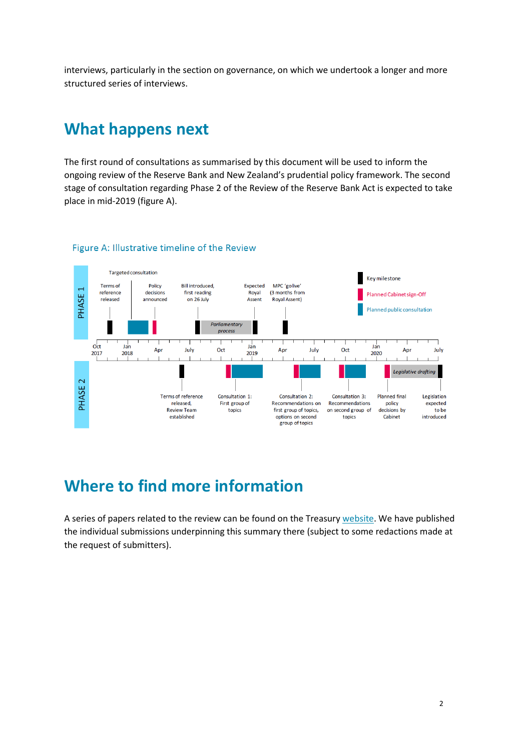interviews, particularly in the section on governance, on which we undertook a longer and more structured series of interviews.

## What happens next

The first round of consultations as summarised by this document will be used to inform the ongoing review of the Reserve Bank and New Zealand's prudential policy framework. The second stage of consultation regarding Phase 2 of the Review of the Reserve Bank Act is expected to take place in mid-2019 (figure A).

Figure A: Illustrative timeline of the Review

PHASE 1

Targeted consultation

Terms of reference released

Policy decisions announced

Bill introduced, first reading on 26 July

Parliamentary process

Expected Royal Assent

MPC 'go live' (3 months from Royal Assent)

Key milestone

Planned Cabinet sign-Off

Planned public consultation

Oct 2017, Jan 2018, Apr, July, Oct, Jan 2019, Apr, July, Oct, Jan 2020, Apr, July

PHASE 2

Terms of reference released, Review Team established

Consultation 1: First group of topics

Consultation 2: Recommendations on first group of topics, options on second group of topics

Consultation 3: Recommendations on second group of topics

Legislative drafting

Planned final policy decisions by Cabinet

Legislation expected to be introduced

## Where to find more information

A series of papers related to the review can be found on the Treasury website. We have published the individual submissions underpinning this summary there (subject to some redactions made at the request of submitters).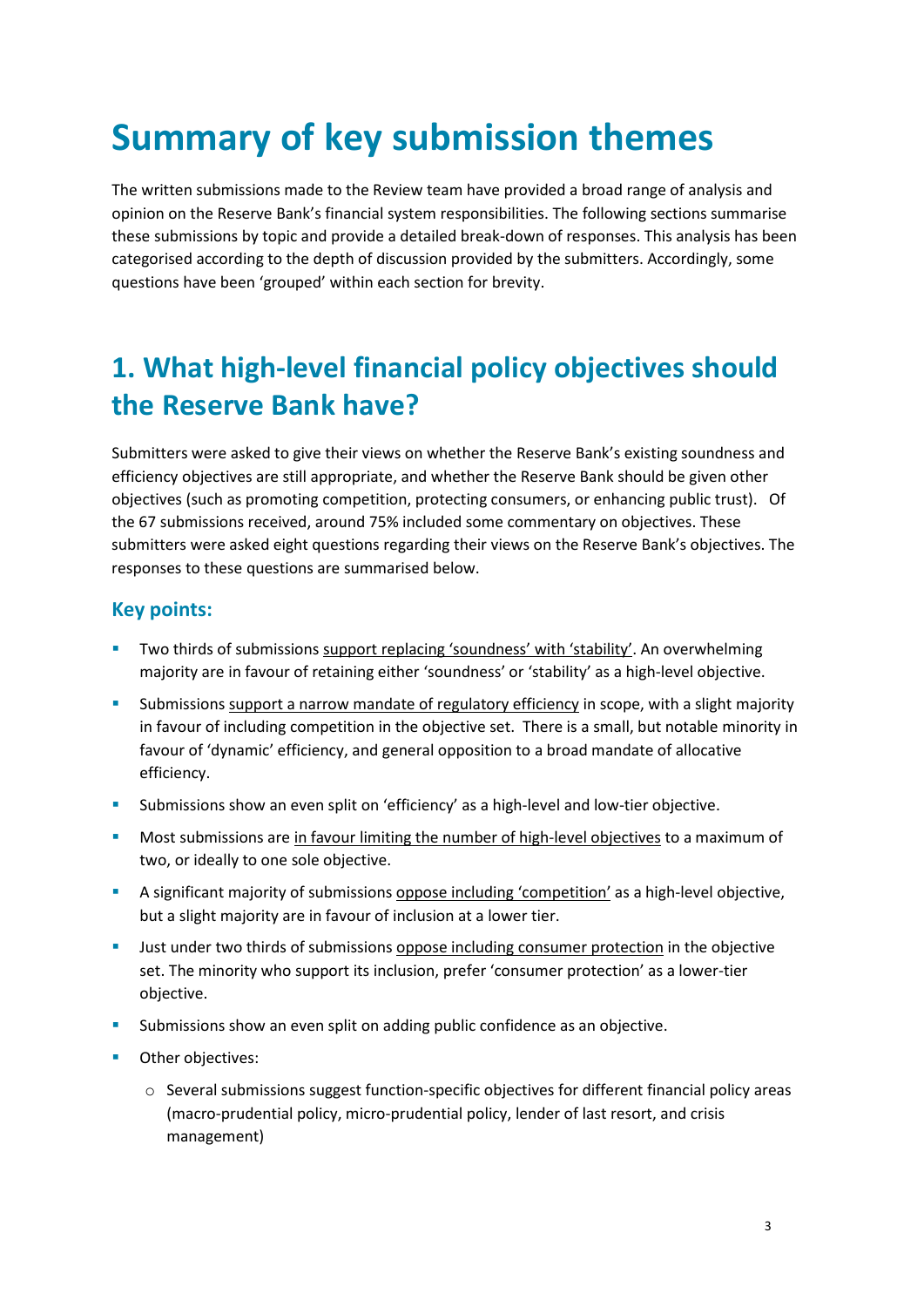# Summary of key submission themes

The written submissions made to the Review team have provided a broad range of analysis and opinion on the Reserve Bank's financial system responsibilities. The following sections summarise these submissions by topic and provide a detailed break-down of responses. This analysis has been categorised according to the depth of discussion provided by the submitters. Accordingly, some questions have been 'grouped' within each section for brevity.

## 1. What high-level financial policy objectives should the Reserve Bank have?

Submitters were asked to give their views on whether the Reserve Bank's existing soundness and efficiency objectives are still appropriate, and whether the Reserve Bank should be given other objectives (such as promoting competition, protecting consumers, or enhancing public trust). Of the 67 submissions received, around 75% included some commentary on objectives. These submitters were asked eight questions regarding their views on the Reserve Bank's objectives. The responses to these questions are summarised below.

### Key points:

- Two thirds of submissions support replacing 'soundness' with 'stability'. An overwhelming majority are in favour of retaining either 'soundness' or 'stability' as a high-level objective.
- Submissions support a narrow mandate of regulatory efficiency in scope, with a slight majority in favour of including competition in the objective set. There is a small, but notable minority in favour of 'dynamic' efficiency, and general opposition to a broad mandate of allocative efficiency.
- Submissions show an even split on 'efficiency' as a high-level and low-tier objective.
- Most submissions are in favour limiting the number of high-level objectives to a maximum of two, or ideally to one sole objective.
- A significant majority of submissions oppose including 'competition' as a high-level objective, but a slight majority are in favour of inclusion at a lower tier.
- Just under two thirds of submissions oppose including consumer protection in the objective set. The minority who support its inclusion, prefer 'consumer protection' as a lower-tier objective.
- Submissions show an even split on adding public confidence as an objective.
- Other objectives:
    - Several submissions suggest function-specific objectives for different financial policy areas (macro-prudential policy, micro-prudential policy, lender of last resort, and crisis management)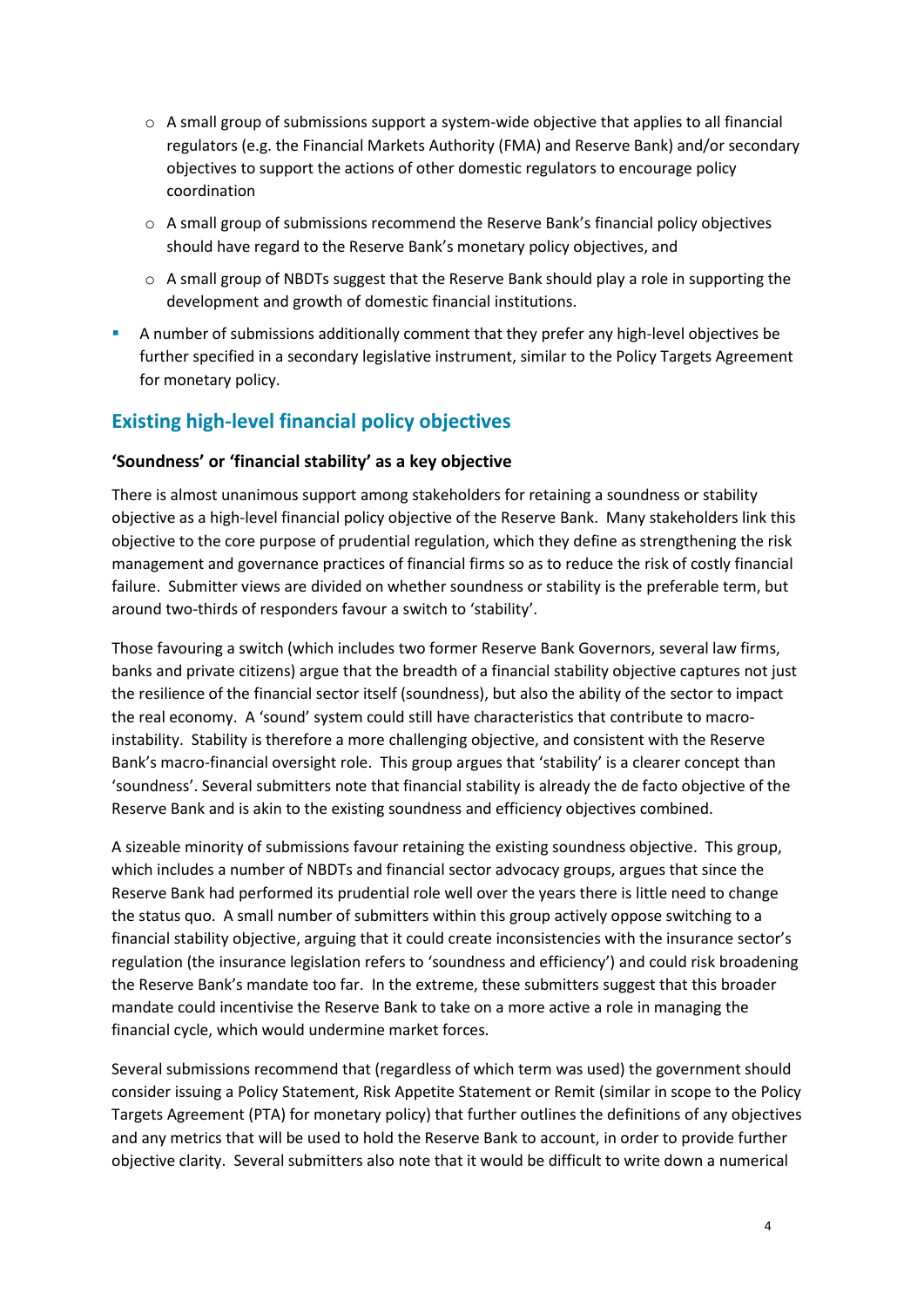- A small group of submissions support a system-wide objective that applies to all financial regulators (e.g. the Financial Markets Authority (FMA) and Reserve Bank) and/or secondary objectives to support the actions of other domestic regulators to encourage policy coordination
  - A small group of submissions recommend the Reserve Bank's financial policy objectives should have regard to the Reserve Bank's monetary policy objectives, and
  - A small group of NBDTs suggest that the Reserve Bank should play a role in supporting the development and growth of domestic financial institutions.
- A number of submissions additionally comment that they prefer any high-level objectives be further specified in a secondary legislative instrument, similar to the Policy Targets Agreement for monetary policy.

## Existing high-level financial policy objectives

### 'Soundness' or 'financial stability' as a key objective

There is almost unanimous support among stakeholders for retaining a soundness or stability objective as a high-level financial policy objective of the Reserve Bank. Many stakeholders link this objective to the core purpose of prudential regulation, which they define as strengthening the risk management and governance practices of financial firms so as to reduce the risk of costly financial failure. Submitter views are divided on whether soundness or stability is the preferable term, but around two-thirds of responders favour a switch to 'stability'.

Those favouring a switch (which includes two former Reserve Bank Governors, several law firms, banks and private citizens) argue that the breadth of a financial stability objective captures not just the resilience of the financial sector itself (soundness), but also the ability of the sector to impact the real economy. A 'sound' system could still have characteristics that contribute to macro-instability. Stability is therefore a more challenging objective, and consistent with the Reserve Bank's macro-financial oversight role. This group argues that 'stability' is a clearer concept than 'soundness'. Several submitters note that financial stability is already the de facto objective of the Reserve Bank and is akin to the existing soundness and efficiency objectives combined.

A sizeable minority of submissions favour retaining the existing soundness objective. This group, which includes a number of NBDTs and financial sector advocacy groups, argues that since the Reserve Bank had performed its prudential role well over the years there is little need to change the status quo. A small number of submitters within this group actively oppose switching to a financial stability objective, arguing that it could create inconsistencies with the insurance sector's regulation (the insurance legislation refers to 'soundness and efficiency') and could risk broadening the Reserve Bank's mandate too far. In the extreme, these submitters suggest that this broader mandate could incentivise the Reserve Bank to take on a more active a role in managing the financial cycle, which would undermine market forces.

Several submissions recommend that (regardless of which term was used) the government should consider issuing a Policy Statement, Risk Appetite Statement or Remit (similar in scope to the Policy Targets Agreement (PTA) for monetary policy) that further outlines the definitions of any objectives and any metrics that will be used to hold the Reserve Bank to account, in order to provide further objective clarity. Several submitters also note that it would be difficult to write down a numerical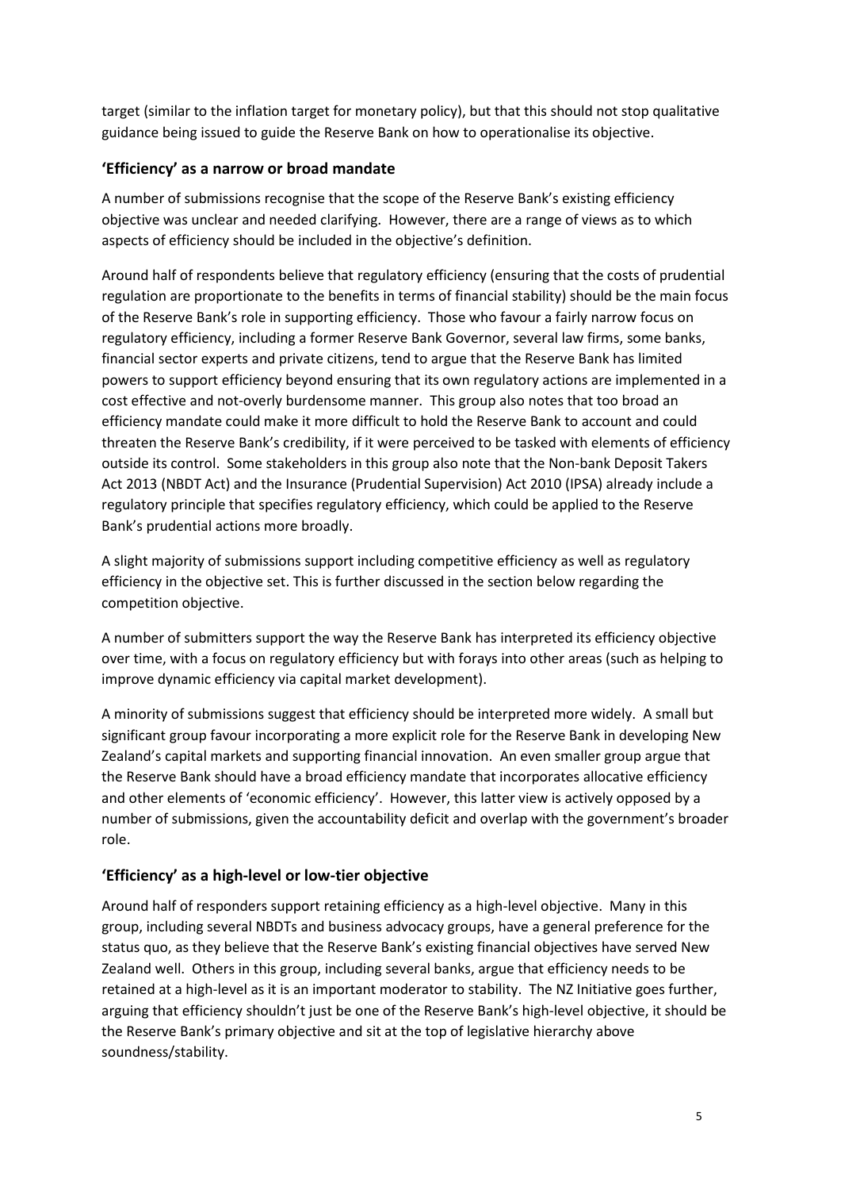target (similar to the inflation target for monetary policy), but that this should not stop qualitative guidance being issued to guide the Reserve Bank on how to operationalise its objective.

### 'Efficiency' as a narrow or broad mandate

A number of submissions recognise that the scope of the Reserve Bank's existing efficiency objective was unclear and needed clarifying. However, there are a range of views as to which aspects of efficiency should be included in the objective's definition.

Around half of respondents believe that regulatory efficiency (ensuring that the costs of prudential regulation are proportionate to the benefits in terms of financial stability) should be the main focus of the Reserve Bank's role in supporting efficiency. Those who favour a fairly narrow focus on regulatory efficiency, including a former Reserve Bank Governor, several law firms, some banks, financial sector experts and private citizens, tend to argue that the Reserve Bank has limited powers to support efficiency beyond ensuring that its own regulatory actions are implemented in a cost effective and not-overly burdensome manner. This group also notes that too broad an efficiency mandate could make it more difficult to hold the Reserve Bank to account and could threaten the Reserve Bank's credibility, if it were perceived to be tasked with elements of efficiency outside its control. Some stakeholders in this group also note that the Non-bank Deposit Takers Act 2013 (NBDT Act) and the Insurance (Prudential Supervision) Act 2010 (IPSA) already include a regulatory principle that specifies regulatory efficiency, which could be applied to the Reserve Bank's prudential actions more broadly.

A slight majority of submissions support including competitive efficiency as well as regulatory efficiency in the objective set. This is further discussed in the section below regarding the competition objective.

A number of submitters support the way the Reserve Bank has interpreted its efficiency objective over time, with a focus on regulatory efficiency but with forays into other areas (such as helping to improve dynamic efficiency via capital market development).

A minority of submissions suggest that efficiency should be interpreted more widely. A small but significant group favour incorporating a more explicit role for the Reserve Bank in developing New Zealand's capital markets and supporting financial innovation. An even smaller group argue that the Reserve Bank should have a broad efficiency mandate that incorporates allocative efficiency and other elements of 'economic efficiency'. However, this latter view is actively opposed by a number of submissions, given the accountability deficit and overlap with the government's broader role.

### 'Efficiency' as a high-level or low-tier objective

Around half of responders support retaining efficiency as a high-level objective. Many in this group, including several NBDTs and business advocacy groups, have a general preference for the status quo, as they believe that the Reserve Bank's existing financial objectives have served New Zealand well. Others in this group, including several banks, argue that efficiency needs to be retained at a high-level as it is an important moderator to stability. The NZ Initiative goes further, arguing that efficiency shouldn't just be one of the Reserve Bank's high-level objective, it should be the Reserve Bank's primary objective and sit at the top of legislative hierarchy above soundness/stability.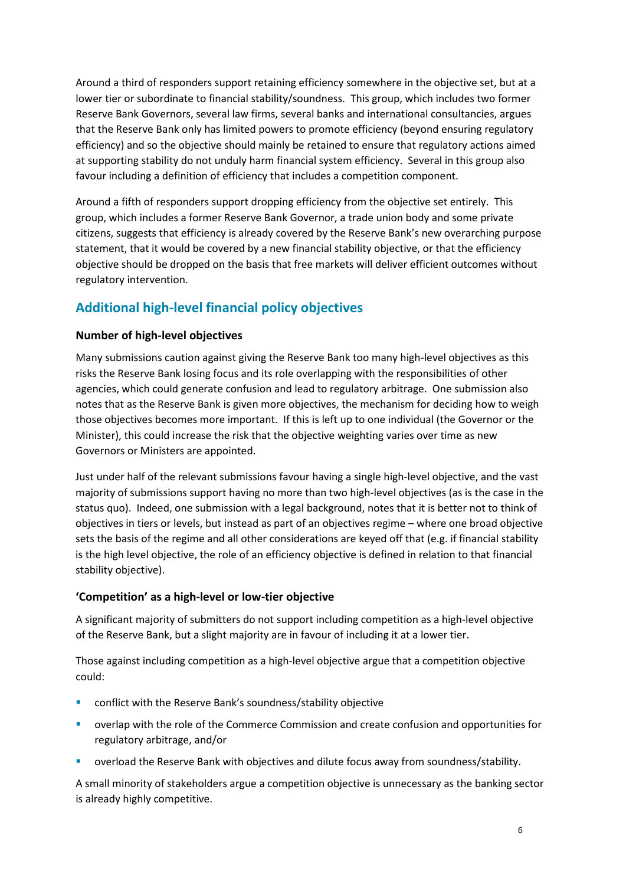Around a third of responders support retaining efficiency somewhere in the objective set, but at a lower tier or subordinate to financial stability/soundness. This group, which includes two former Reserve Bank Governors, several law firms, several banks and international consultancies, argues that the Reserve Bank only has limited powers to promote efficiency (beyond ensuring regulatory efficiency) and so the objective should mainly be retained to ensure that regulatory actions aimed at supporting stability do not unduly harm financial system efficiency. Several in this group also favour including a definition of efficiency that includes a competition component.

Around a fifth of responders support dropping efficiency from the objective set entirely. This group, which includes a former Reserve Bank Governor, a trade union body and some private citizens, suggests that efficiency is already covered by the Reserve Bank's new overarching purpose statement, that it would be covered by a new financial stability objective, or that the efficiency objective should be dropped on the basis that free markets will deliver efficient outcomes without regulatory intervention.

## Additional high-level financial policy objectives

### Number of high-level objectives

Many submissions caution against giving the Reserve Bank too many high-level objectives as this risks the Reserve Bank losing focus and its role overlapping with the responsibilities of other agencies, which could generate confusion and lead to regulatory arbitrage. One submission also notes that as the Reserve Bank is given more objectives, the mechanism for deciding how to weigh those objectives becomes more important. If this is left up to one individual (the Governor or the Minister), this could increase the risk that the objective weighting varies over time as new Governors or Ministers are appointed.

Just under half of the relevant submissions favour having a single high-level objective, and the vast majority of submissions support having no more than two high-level objectives (as is the case in the status quo). Indeed, one submission with a legal background, notes that it is better not to think of objectives in tiers or levels, but instead as part of an objectives regime – where one broad objective sets the basis of the regime and all other considerations are keyed off that (e.g. if financial stability is the high level objective, the role of an efficiency objective is defined in relation to that financial stability objective).

### 'Competition' as a high-level or low-tier objective

A significant majority of submitters do not support including competition as a high-level objective of the Reserve Bank, but a slight majority are in favour of including it at a lower tier.

Those against including competition as a high-level objective argue that a competition objective could:

- conflict with the Reserve Bank's soundness/stability objective
- overlap with the role of the Commerce Commission and create confusion and opportunities for regulatory arbitrage, and/or
- overload the Reserve Bank with objectives and dilute focus away from soundness/stability.

A small minority of stakeholders argue a competition objective is unnecessary as the banking sector is already highly competitive.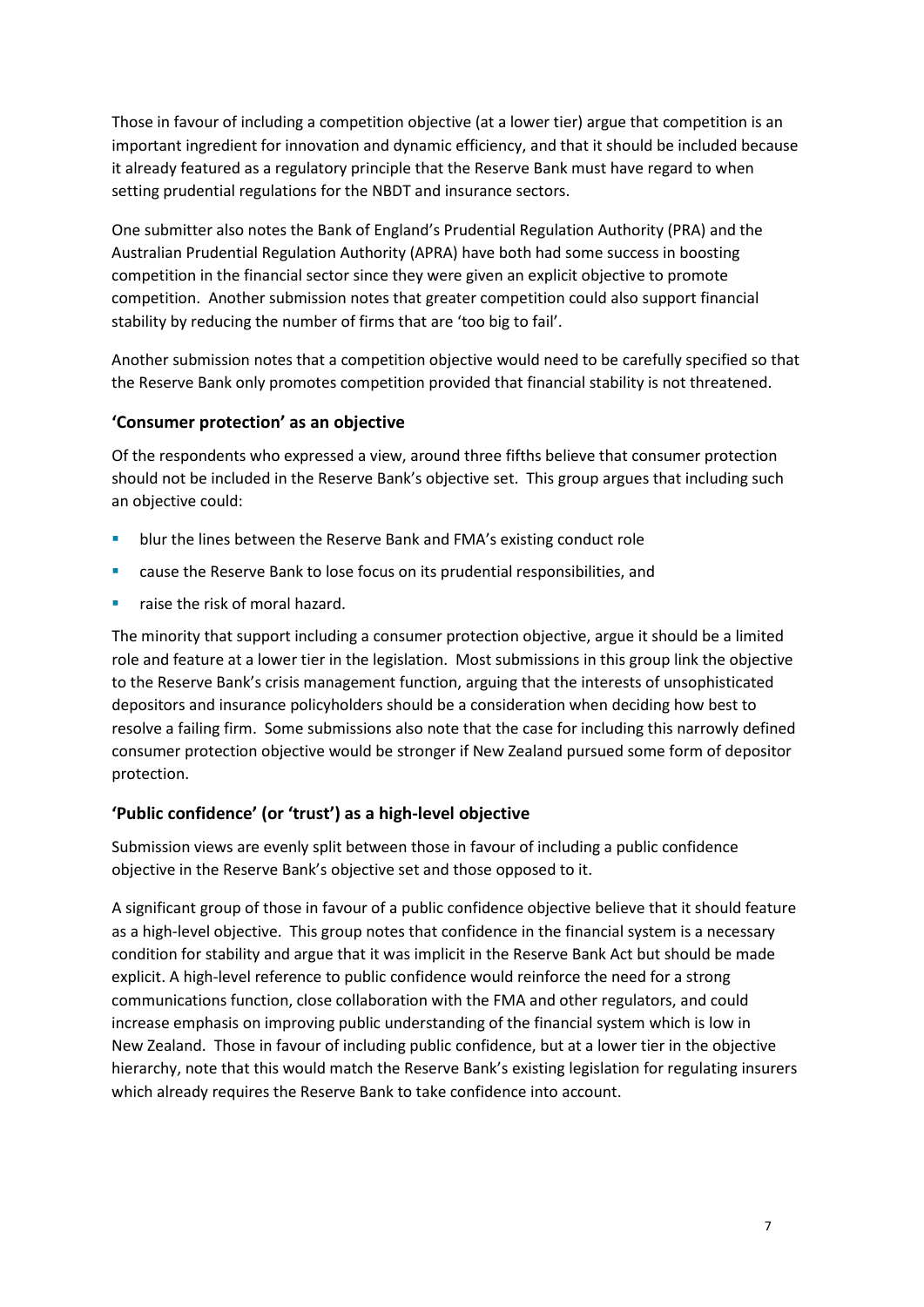Those in favour of including a competition objective (at a lower tier) argue that competition is an important ingredient for innovation and dynamic efficiency, and that it should be included because it already featured as a regulatory principle that the Reserve Bank must have regard to when setting prudential regulations for the NBDT and insurance sectors.

One submitter also notes the Bank of England's Prudential Regulation Authority (PRA) and the Australian Prudential Regulation Authority (APRA) have both had some success in boosting competition in the financial sector since they were given an explicit objective to promote competition. Another submission notes that greater competition could also support financial stability by reducing the number of firms that are 'too big to fail'.

Another submission notes that a competition objective would need to be carefully specified so that the Reserve Bank only promotes competition provided that financial stability is not threatened.

### 'Consumer protection' as an objective

Of the respondents who expressed a view, around three fifths believe that consumer protection should not be included in the Reserve Bank's objective set. This group argues that including such an objective could:

- blur the lines between the Reserve Bank and FMA's existing conduct role
- cause the Reserve Bank to lose focus on its prudential responsibilities, and
- raise the risk of moral hazard.

The minority that support including a consumer protection objective, argue it should be a limited role and feature at a lower tier in the legislation. Most submissions in this group link the objective to the Reserve Bank's crisis management function, arguing that the interests of unsophisticated depositors and insurance policyholders should be a consideration when deciding how best to resolve a failing firm. Some submissions also note that the case for including this narrowly defined consumer protection objective would be stronger if New Zealand pursued some form of depositor protection.

### 'Public confidence' (or 'trust') as a high-level objective

Submission views are evenly split between those in favour of including a public confidence objective in the Reserve Bank's objective set and those opposed to it.

A significant group of those in favour of a public confidence objective believe that it should feature as a high-level objective. This group notes that confidence in the financial system is a necessary condition for stability and argue that it was implicit in the Reserve Bank Act but should be made explicit. A high-level reference to public confidence would reinforce the need for a strong communications function, close collaboration with the FMA and other regulators, and could increase emphasis on improving public understanding of the financial system which is low in New Zealand. Those in favour of including public confidence, but at a lower tier in the objective hierarchy, note that this would match the Reserve Bank's existing legislation for regulating insurers which already requires the Reserve Bank to take confidence into account.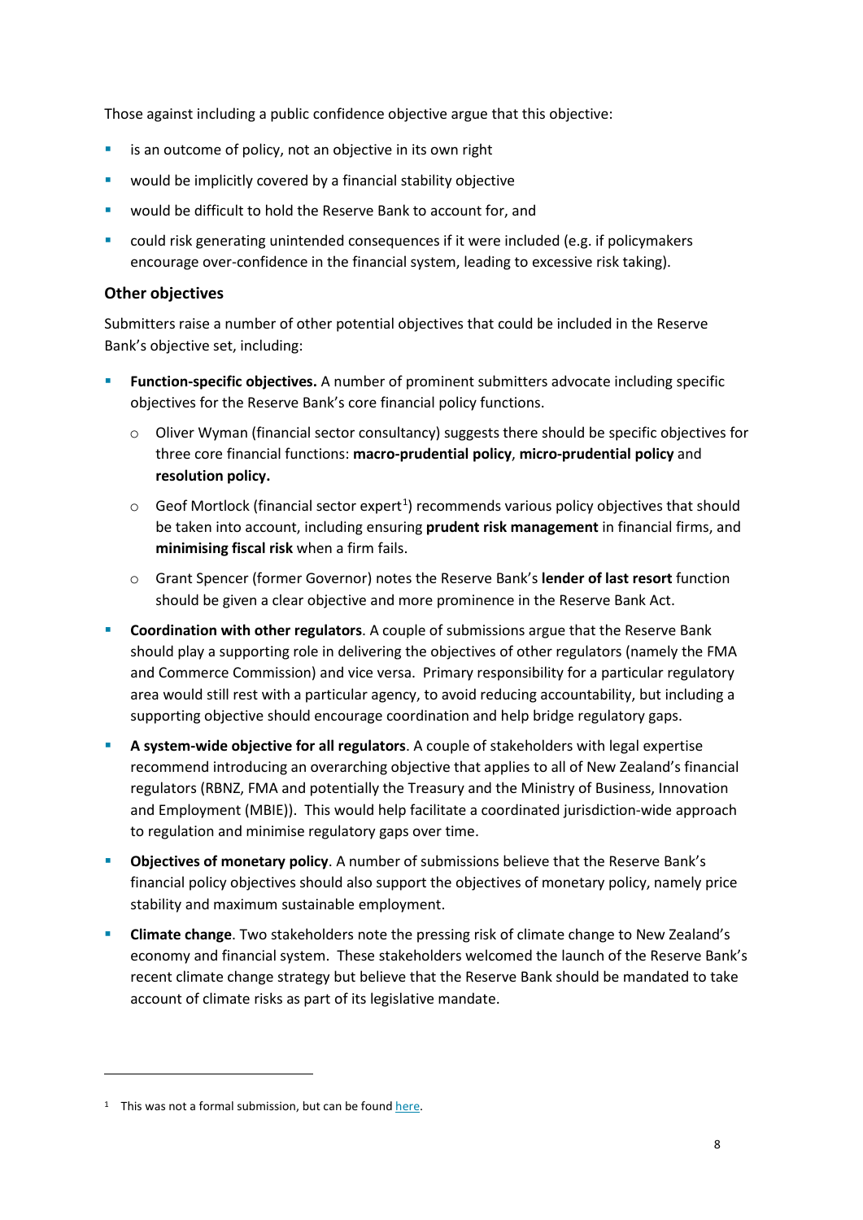Those against including a public confidence objective argue that this objective:

- is an outcome of policy, not an objective in its own right
- would be implicitly covered by a financial stability objective
- would be difficult to hold the Reserve Bank to account for, and
- could risk generating unintended consequences if it were included (e.g. if policymakers encourage over-confidence in the financial system, leading to excessive risk taking).

### Other objectives

Submitters raise a number of other potential objectives that could be included in the Reserve Bank's objective set, including:

- **Function-specific objectives.** A number of prominent submitters advocate including specific objectives for the Reserve Bank's core financial policy functions.
  - Oliver Wyman (financial sector consultancy) suggests there should be specific objectives for three core financial functions: **macro-prudential policy**, **micro-prudential policy** and **resolution policy.**
  - Geof Mortlock (financial sector expert[1]) recommends various policy objectives that should be taken into account, including ensuring **prudent risk management** in financial firms, and **minimising fiscal risk** when a firm fails.
  - Grant Spencer (former Governor) notes the Reserve Bank's **lender of last resort** function should be given a clear objective and more prominence in the Reserve Bank Act.
- **Coordination with other regulators**. A couple of submissions argue that the Reserve Bank should play a supporting role in delivering the objectives of other regulators (namely the FMA and Commerce Commission) and vice versa. Primary responsibility for a particular regulatory area would still rest with a particular agency, to avoid reducing accountability, but including a supporting objective should encourage coordination and help bridge regulatory gaps.
- **A system-wide objective for all regulators**. A couple of stakeholders with legal expertise recommend introducing an overarching objective that applies to all of New Zealand's financial regulators (RBNZ, FMA and potentially the Treasury and the Ministry of Business, Innovation and Employment (MBIE)). This would help facilitate a coordinated jurisdiction-wide approach to regulation and minimise regulatory gaps over time.
- **Objectives of monetary policy**. A number of submissions believe that the Reserve Bank's financial policy objectives should also support the objectives of monetary policy, namely price stability and maximum sustainable employment.
- **Climate change**. Two stakeholders note the pressing risk of climate change to New Zealand's economy and financial system. These stakeholders welcomed the launch of the Reserve Bank's recent climate change strategy but believe that the Reserve Bank should be mandated to take account of climate risks as part of its legislative mandate.

---

[1] This was not a formal submission, but can be found here.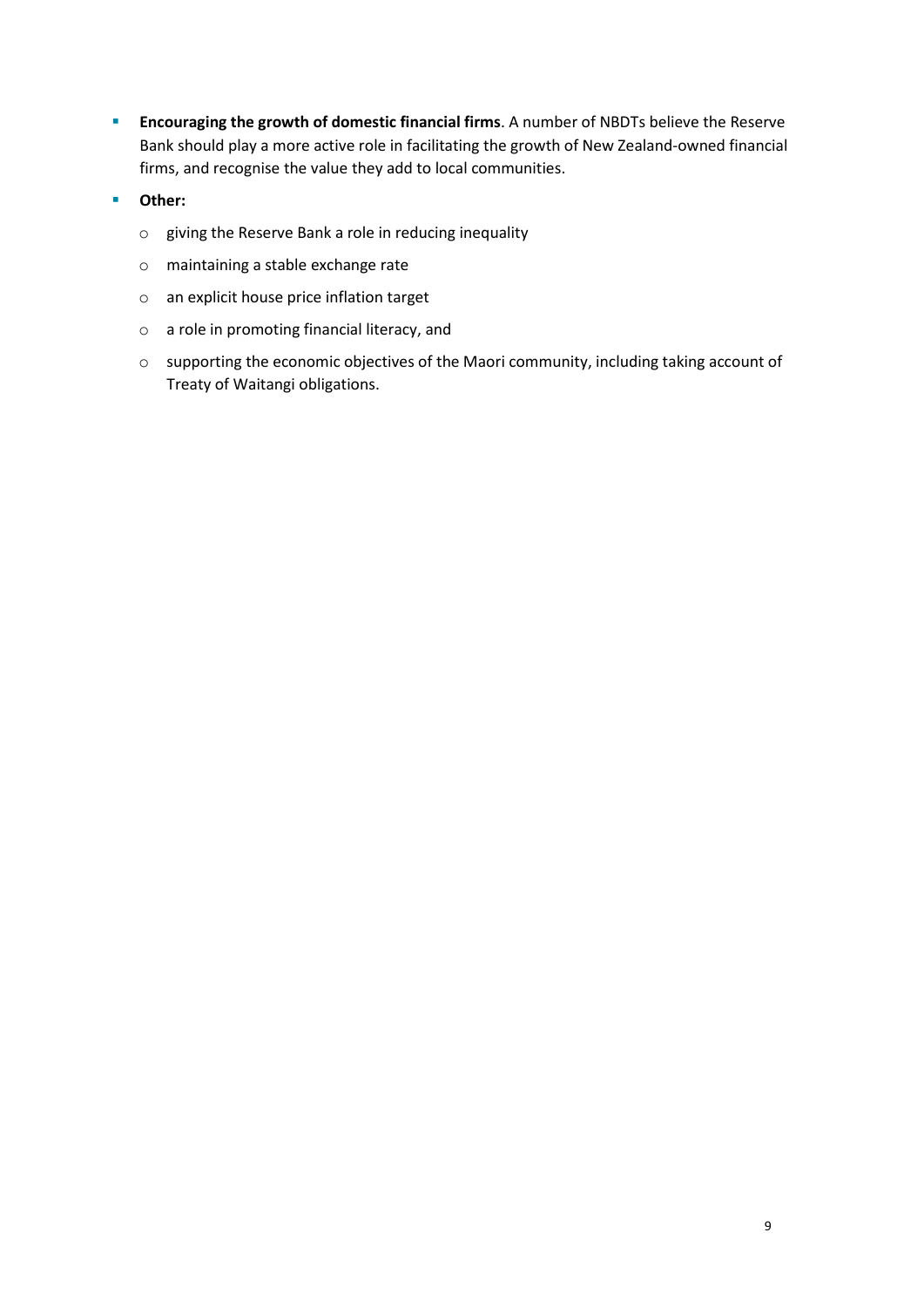- **Encouraging the growth of domestic financial firms**. A number of NBDTs believe the Reserve Bank should play a more active role in facilitating the growth of New Zealand-owned financial firms, and recognise the value they add to local communities.
- **Other:**
    - giving the Reserve Bank a role in reducing inequality
    - maintaining a stable exchange rate
    - an explicit house price inflation target
    - a role in promoting financial literacy, and
    - supporting the economic objectives of the Maori community, including taking account of Treaty of Waitangi obligations.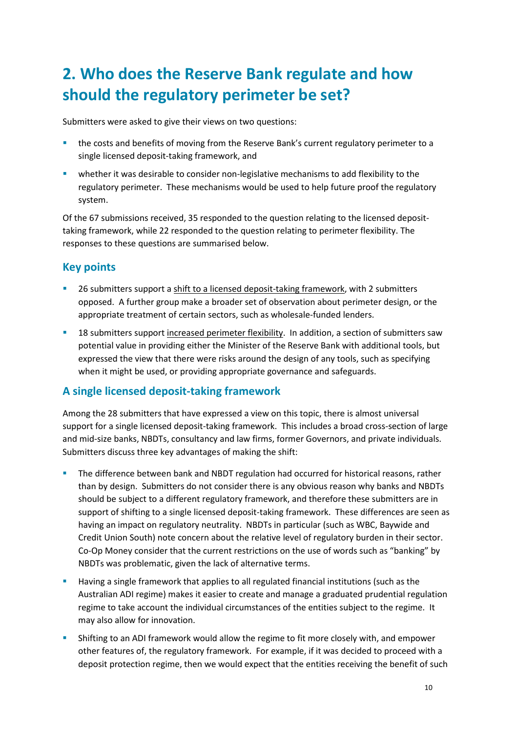# 2. Who does the Reserve Bank regulate and how should the regulatory perimeter be set?

Submitters were asked to give their views on two questions:

- the costs and benefits of moving from the Reserve Bank's current regulatory perimeter to a single licensed deposit-taking framework, and
- whether it was desirable to consider non-legislative mechanisms to add flexibility to the regulatory perimeter. These mechanisms would be used to help future proof the regulatory system.

Of the 67 submissions received, 35 responded to the question relating to the licensed deposit-taking framework, while 22 responded to the question relating to perimeter flexibility. The responses to these questions are summarised below.

## Key points

- 26 submitters support a shift to a licensed deposit-taking framework, with 2 submitters opposed. A further group make a broader set of observation about perimeter design, or the appropriate treatment of certain sectors, such as wholesale-funded lenders.
- 18 submitters support increased perimeter flexibility. In addition, a section of submitters saw potential value in providing either the Minister of the Reserve Bank with additional tools, but expressed the view that there were risks around the design of any tools, such as specifying when it might be used, or providing appropriate governance and safeguards.

## A single licensed deposit-taking framework

Among the 28 submitters that have expressed a view on this topic, there is almost universal support for a single licensed deposit-taking framework. This includes a broad cross-section of large and mid-size banks, NBDTs, consultancy and law firms, former Governors, and private individuals. Submitters discuss three key advantages of making the shift:

- The difference between bank and NBDT regulation had occurred for historical reasons, rather than by design. Submitters do not consider there is any obvious reason why banks and NBDTs should be subject to a different regulatory framework, and therefore these submitters are in support of shifting to a single licensed deposit-taking framework. These differences are seen as having an impact on regulatory neutrality. NBDTs in particular (such as WBC, Baywide and Credit Union South) note concern about the relative level of regulatory burden in their sector. Co-Op Money consider that the current restrictions on the use of words such as "banking" by NBDTs was problematic, given the lack of alternative terms.
- Having a single framework that applies to all regulated financial institutions (such as the Australian ADI regime) makes it easier to create and manage a graduated prudential regulation regime to take account the individual circumstances of the entities subject to the regime. It may also allow for innovation.
- Shifting to an ADI framework would allow the regime to fit more closely with, and empower other features of, the regulatory framework. For example, if it was decided to proceed with a deposit protection regime, then we would expect that the entities receiving the benefit of such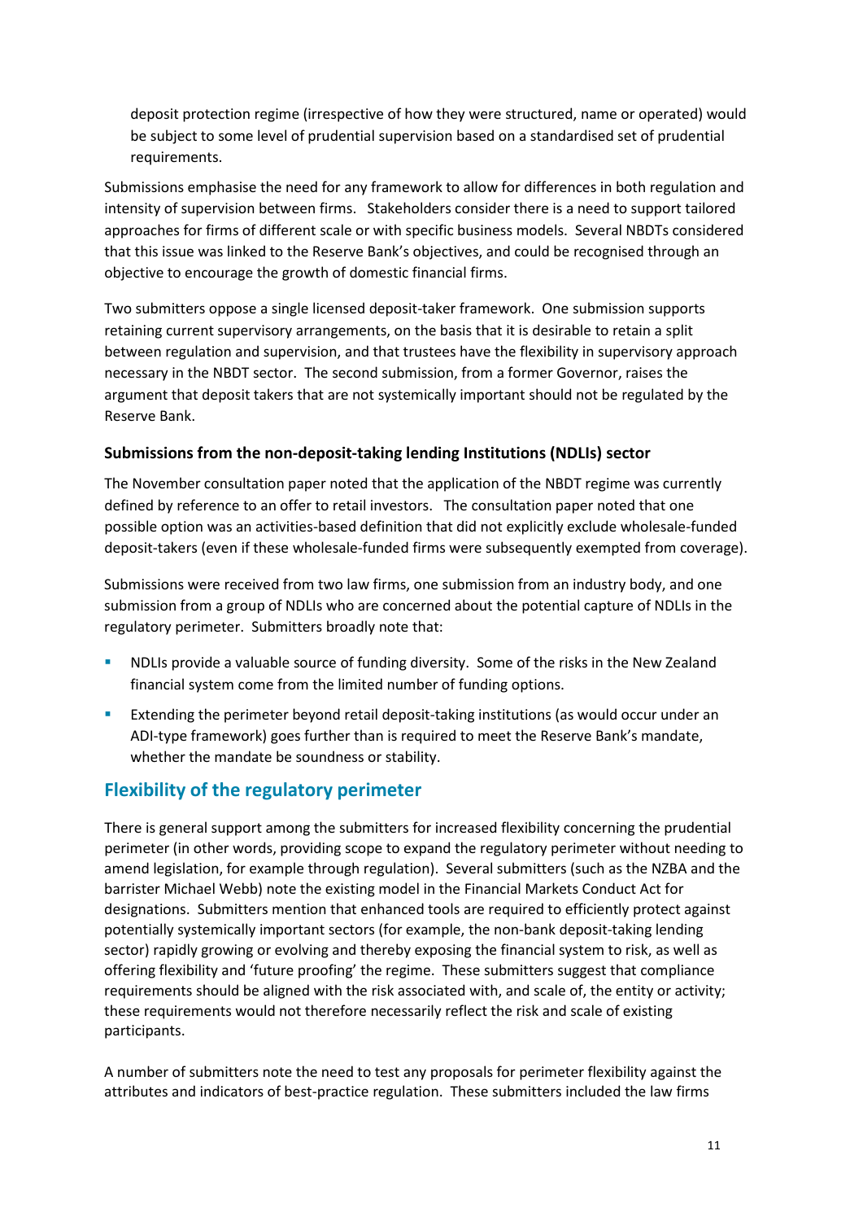deposit protection regime (irrespective of how they were structured, name or operated) would be subject to some level of prudential supervision based on a standardised set of prudential requirements.

Submissions emphasise the need for any framework to allow for differences in both regulation and intensity of supervision between firms. Stakeholders consider there is a need to support tailored approaches for firms of different scale or with specific business models. Several NBDTs considered that this issue was linked to the Reserve Bank's objectives, and could be recognised through an objective to encourage the growth of domestic financial firms.

Two submitters oppose a single licensed deposit-taker framework. One submission supports retaining current supervisory arrangements, on the basis that it is desirable to retain a split between regulation and supervision, and that trustees have the flexibility in supervisory approach necessary in the NBDT sector. The second submission, from a former Governor, raises the argument that deposit takers that are not systemically important should not be regulated by the Reserve Bank.

### Submissions from the non-deposit-taking lending Institutions (NDLIs) sector

The November consultation paper noted that the application of the NBDT regime was currently defined by reference to an offer to retail investors. The consultation paper noted that one possible option was an activities-based definition that did not explicitly exclude wholesale-funded deposit-takers (even if these wholesale-funded firms were subsequently exempted from coverage).

Submissions were received from two law firms, one submission from an industry body, and one submission from a group of NDLIs who are concerned about the potential capture of NDLIs in the regulatory perimeter. Submitters broadly note that:

- NDLIs provide a valuable source of funding diversity. Some of the risks in the New Zealand financial system come from the limited number of funding options.
- Extending the perimeter beyond retail deposit-taking institutions (as would occur under an ADI-type framework) goes further than is required to meet the Reserve Bank's mandate, whether the mandate be soundness or stability.

## Flexibility of the regulatory perimeter

There is general support among the submitters for increased flexibility concerning the prudential perimeter (in other words, providing scope to expand the regulatory perimeter without needing to amend legislation, for example through regulation). Several submitters (such as the NZBA and the barrister Michael Webb) note the existing model in the Financial Markets Conduct Act for designations. Submitters mention that enhanced tools are required to efficiently protect against potentially systemically important sectors (for example, the non-bank deposit-taking lending sector) rapidly growing or evolving and thereby exposing the financial system to risk, as well as offering flexibility and 'future proofing' the regime. These submitters suggest that compliance requirements should be aligned with the risk associated with, and scale of, the entity or activity; these requirements would not therefore necessarily reflect the risk and scale of existing participants.

A number of submitters note the need to test any proposals for perimeter flexibility against the attributes and indicators of best-practice regulation. These submitters included the law firms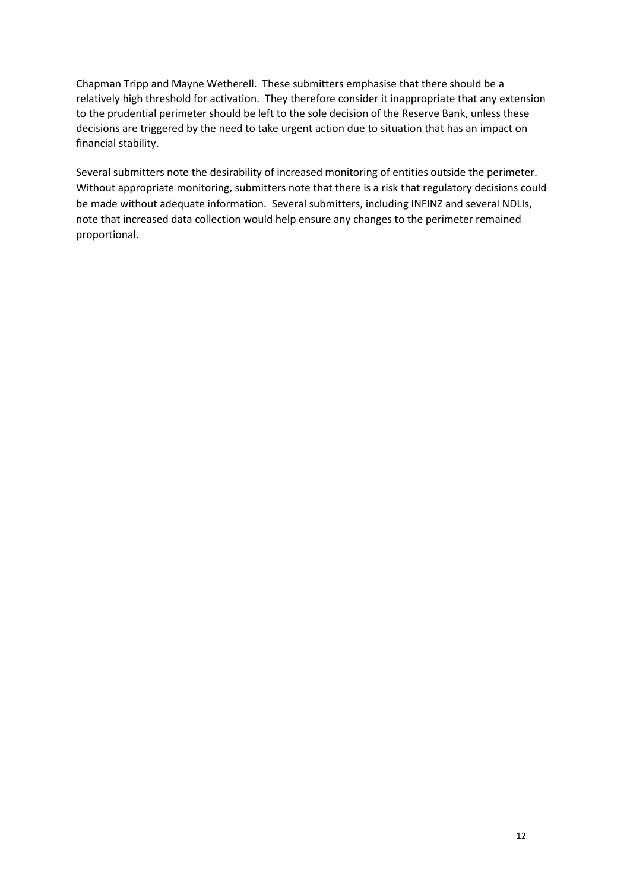Chapman Tripp and Mayne Wetherell. These submitters emphasise that there should be a relatively high threshold for activation. They therefore consider it inappropriate that any extension to the prudential perimeter should be left to the sole decision of the Reserve Bank, unless these decisions are triggered by the need to take urgent action due to situation that has an impact on financial stability.

Several submitters note the desirability of increased monitoring of entities outside the perimeter. Without appropriate monitoring, submitters note that there is a risk that regulatory decisions could be made without adequate information. Several submitters, including INFINZ and several NDLIs, note that increased data collection would help ensure any changes to the perimeter remained proportional.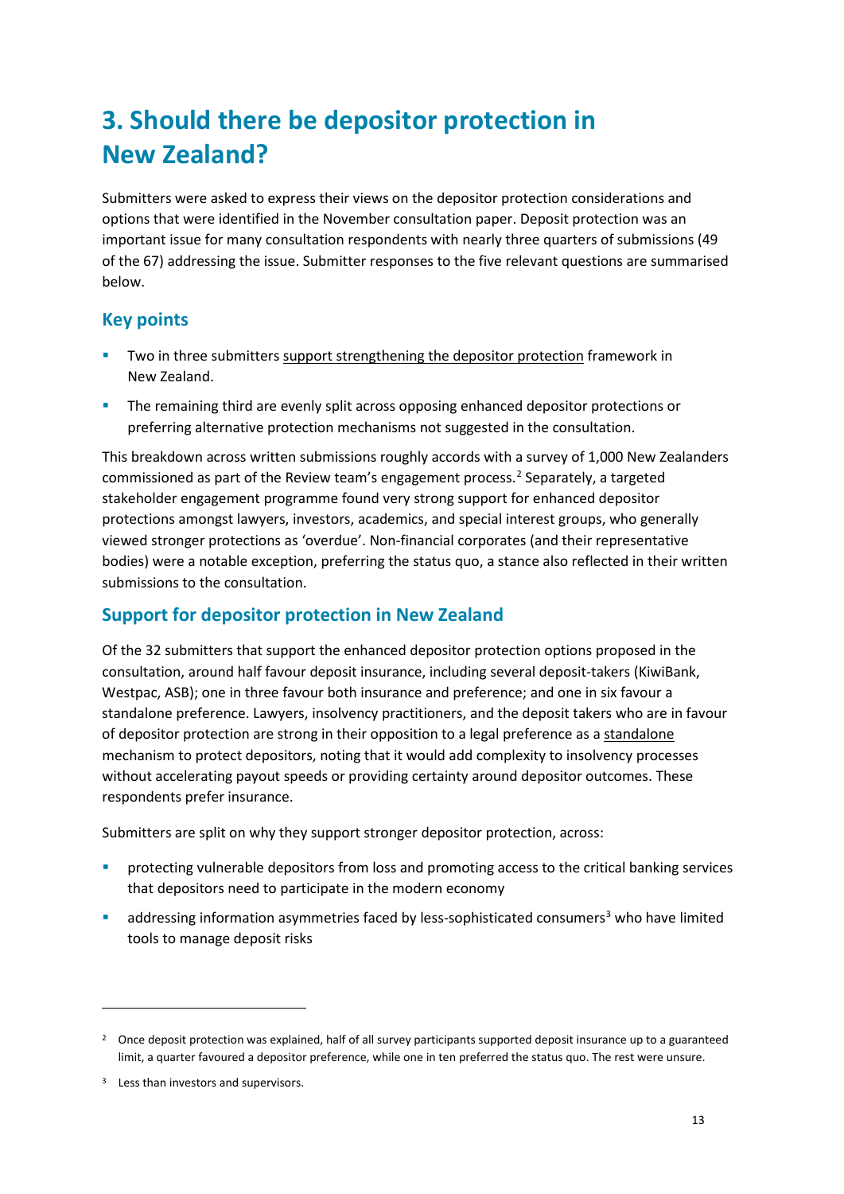# 3. Should there be depositor protection in New Zealand?

Submitters were asked to express their views on the depositor protection considerations and options that were identified in the November consultation paper. Deposit protection was an important issue for many consultation respondents with nearly three quarters of submissions (49 of the 67) addressing the issue. Submitter responses to the five relevant questions are summarised below.

## Key points

- Two in three submitters support strengthening the depositor protection framework in New Zealand.
- The remaining third are evenly split across opposing enhanced depositor protections or preferring alternative protection mechanisms not suggested in the consultation.

This breakdown across written submissions roughly accords with a survey of 1,000 New Zealanders commissioned as part of the Review team's engagement process.[2] Separately, a targeted stakeholder engagement programme found very strong support for enhanced depositor protections amongst lawyers, investors, academics, and special interest groups, who generally viewed stronger protections as 'overdue'. Non-financial corporates (and their representative bodies) were a notable exception, preferring the status quo, a stance also reflected in their written submissions to the consultation.

## Support for depositor protection in New Zealand

Of the 32 submitters that support the enhanced depositor protection options proposed in the consultation, around half favour deposit insurance, including several deposit-takers (KiwiBank, Westpac, ASB); one in three favour both insurance and preference; and one in six favour a standalone preference. Lawyers, insolvency practitioners, and the deposit takers who are in favour of depositor protection are strong in their opposition to a legal preference as a standalone mechanism to protect depositors, noting that it would add complexity to insolvency processes without accelerating payout speeds or providing certainty around depositor outcomes. These respondents prefer insurance.

Submitters are split on why they support stronger depositor protection, across:

- protecting vulnerable depositors from loss and promoting access to the critical banking services that depositors need to participate in the modern economy
- addressing information asymmetries faced by less-sophisticated consumers[3] who have limited tools to manage deposit risks

---

[2] Once deposit protection was explained, half of all survey participants supported deposit insurance up to a guaranteed limit, a quarter favoured a depositor preference, while one in ten preferred the status quo. The rest were unsure.

[3] Less than investors and supervisors.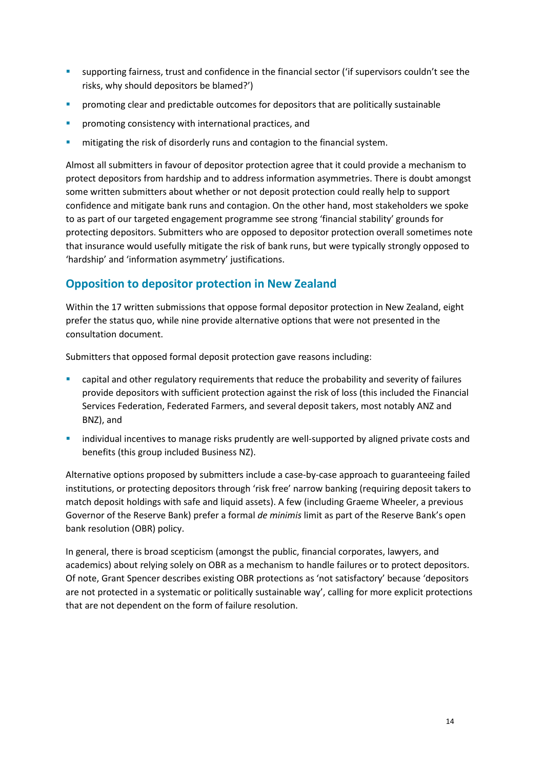- supporting fairness, trust and confidence in the financial sector ('if supervisors couldn't see the risks, why should depositors be blamed?')
- promoting clear and predictable outcomes for depositors that are politically sustainable
- promoting consistency with international practices, and
- mitigating the risk of disorderly runs and contagion to the financial system.

Almost all submitters in favour of depositor protection agree that it could provide a mechanism to protect depositors from hardship and to address information asymmetries. There is doubt amongst some written submitters about whether or not deposit protection could really help to support confidence and mitigate bank runs and contagion. On the other hand, most stakeholders we spoke to as part of our targeted engagement programme see strong 'financial stability' grounds for protecting depositors. Submitters who are opposed to depositor protection overall sometimes note that insurance would usefully mitigate the risk of bank runs, but were typically strongly opposed to 'hardship' and 'information asymmetry' justifications.

## Opposition to depositor protection in New Zealand

Within the 17 written submissions that oppose formal depositor protection in New Zealand, eight prefer the status quo, while nine provide alternative options that were not presented in the consultation document.

Submitters that opposed formal deposit protection gave reasons including:

- capital and other regulatory requirements that reduce the probability and severity of failures provide depositors with sufficient protection against the risk of loss (this included the Financial Services Federation, Federated Farmers, and several deposit takers, most notably ANZ and BNZ), and
- individual incentives to manage risks prudently are well-supported by aligned private costs and benefits (this group included Business NZ).

Alternative options proposed by submitters include a case-by-case approach to guaranteeing failed institutions, or protecting depositors through 'risk free' narrow banking (requiring deposit takers to match deposit holdings with safe and liquid assets). A few (including Graeme Wheeler, a previous Governor of the Reserve Bank) prefer a formal *de minimis* limit as part of the Reserve Bank's open bank resolution (OBR) policy.

In general, there is broad scepticism (amongst the public, financial corporates, lawyers, and academics) about relying solely on OBR as a mechanism to handle failures or to protect depositors. Of note, Grant Spencer describes existing OBR protections as 'not satisfactory' because 'depositors are not protected in a systematic or politically sustainable way', calling for more explicit protections that are not dependent on the form of failure resolution.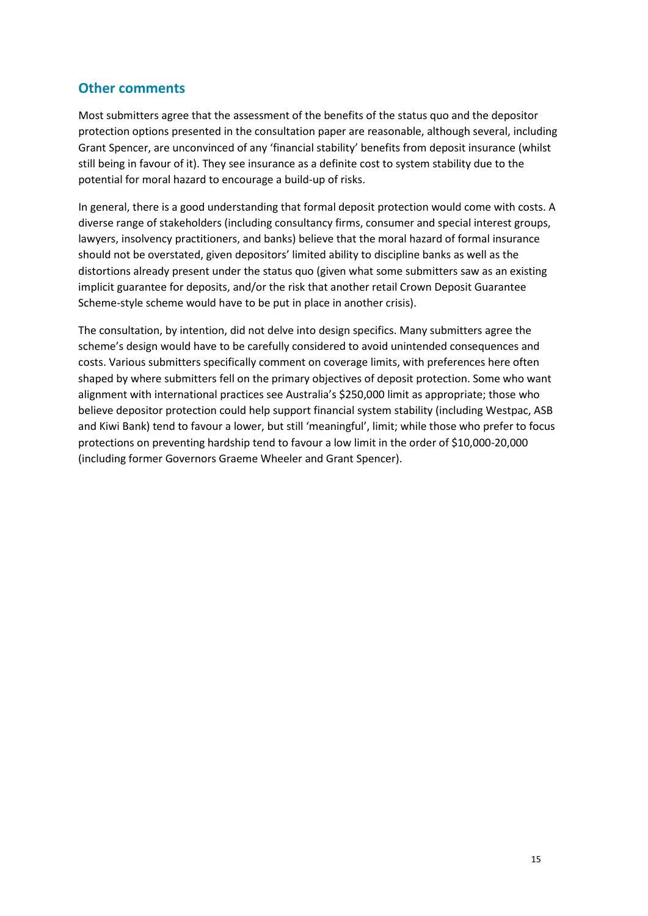## Other comments

Most submitters agree that the assessment of the benefits of the status quo and the depositor protection options presented in the consultation paper are reasonable, although several, including Grant Spencer, are unconvinced of any 'financial stability' benefits from deposit insurance (whilst still being in favour of it). They see insurance as a definite cost to system stability due to the potential for moral hazard to encourage a build-up of risks.

In general, there is a good understanding that formal deposit protection would come with costs. A diverse range of stakeholders (including consultancy firms, consumer and special interest groups, lawyers, insolvency practitioners, and banks) believe that the moral hazard of formal insurance should not be overstated, given depositors' limited ability to discipline banks as well as the distortions already present under the status quo (given what some submitters saw as an existing implicit guarantee for deposits, and/or the risk that another retail Crown Deposit Guarantee Scheme-style scheme would have to be put in place in another crisis).

The consultation, by intention, did not delve into design specifics. Many submitters agree the scheme's design would have to be carefully considered to avoid unintended consequences and costs. Various submitters specifically comment on coverage limits, with preferences here often shaped by where submitters fell on the primary objectives of deposit protection. Some who want alignment with international practices see Australia's $250,000 limit as appropriate; those who believe depositor protection could help support financial system stability (including Westpac, ASB and Kiwi Bank) tend to favour a lower, but still 'meaningful', limit; while those who prefer to focus protections on preventing hardship tend to favour a low limit in the order of $10,000-20,000 (including former Governors Graeme Wheeler and Grant Spencer).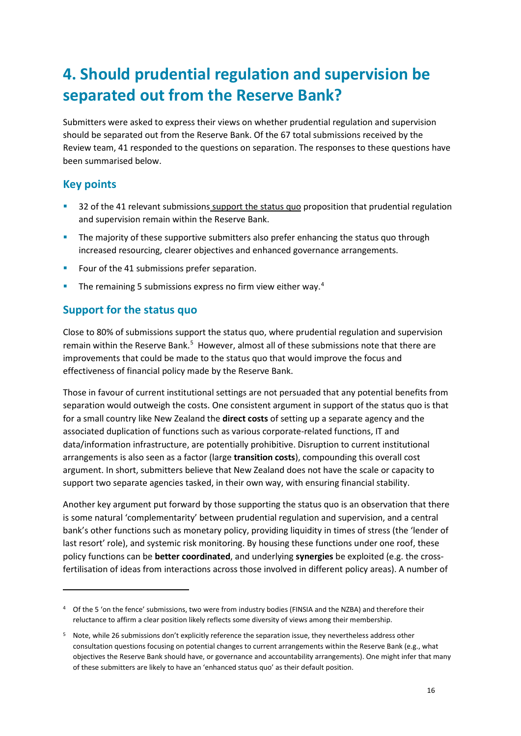# 4. Should prudential regulation and supervision be separated out from the Reserve Bank?

Submitters were asked to express their views on whether prudential regulation and supervision should be separated out from the Reserve Bank. Of the 67 total submissions received by the Review team, 41 responded to the questions on separation. The responses to these questions have been summarised below.

## Key points

- 32 of the 41 relevant submissions support the status quo proposition that prudential regulation and supervision remain within the Reserve Bank.
- The majority of these supportive submitters also prefer enhancing the status quo through increased resourcing, clearer objectives and enhanced governance arrangements.
- Four of the 41 submissions prefer separation.
- The remaining 5 submissions express no firm view either way.[4]

## Support for the status quo

Close to 80% of submissions support the status quo, where prudential regulation and supervision remain within the Reserve Bank.[5] However, almost all of these submissions note that there are improvements that could be made to the status quo that would improve the focus and effectiveness of financial policy made by the Reserve Bank.

Those in favour of current institutional settings are not persuaded that any potential benefits from separation would outweigh the costs. One consistent argument in support of the status quo is that for a small country like New Zealand the **direct costs** of setting up a separate agency and the associated duplication of functions such as various corporate-related functions, IT and data/information infrastructure, are potentially prohibitive. Disruption to current institutional arrangements is also seen as a factor (large **transition costs**), compounding this overall cost argument. In short, submitters believe that New Zealand does not have the scale or capacity to support two separate agencies tasked, in their own way, with ensuring financial stability.

Another key argument put forward by those supporting the status quo is an observation that there is some natural 'complementarity' between prudential regulation and supervision, and a central bank's other functions such as monetary policy, providing liquidity in times of stress (the 'lender of last resort' role), and systemic risk monitoring. By housing these functions under one roof, these policy functions can be **better coordinated**, and underlying **synergies** be exploited (e.g. the cross-fertilisation of ideas from interactions across those involved in different policy areas). A number of

[4] Of the 5 'on the fence' submissions, two were from industry bodies (FINSIA and the NZBA) and therefore their reluctance to affirm a clear position likely reflects some diversity of views among their membership.

[5] Note, while 26 submissions don't explicitly reference the separation issue, they nevertheless address other consultation questions focusing on potential changes to current arrangements within the Reserve Bank (e.g., what objectives the Reserve Bank should have, or governance and accountability arrangements). One might infer that many of these submitters are likely to have an 'enhanced status quo' as their default position.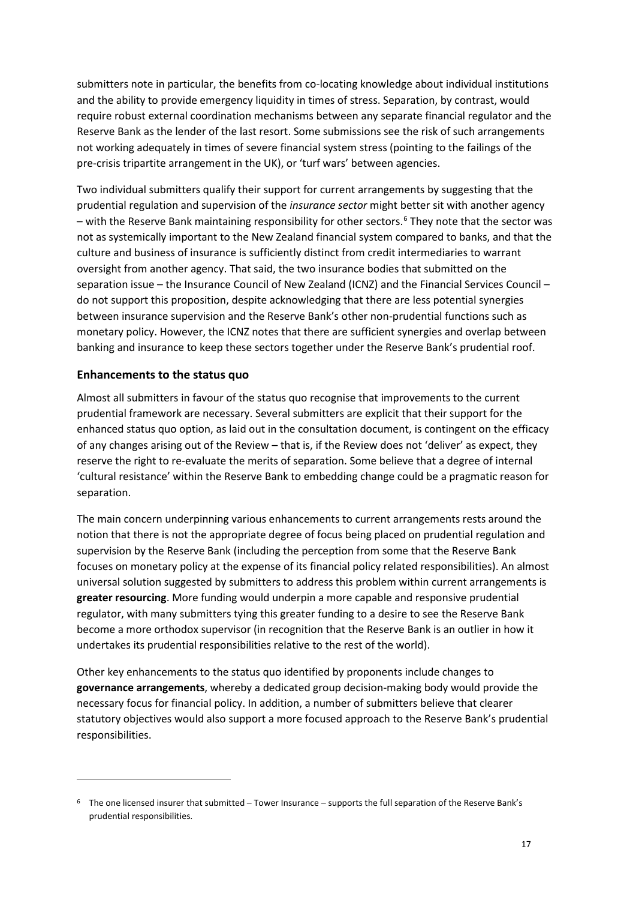submitters note in particular, the benefits from co-locating knowledge about individual institutions and the ability to provide emergency liquidity in times of stress. Separation, by contrast, would require robust external coordination mechanisms between any separate financial regulator and the Reserve Bank as the lender of the last resort. Some submissions see the risk of such arrangements not working adequately in times of severe financial system stress (pointing to the failings of the pre-crisis tripartite arrangement in the UK), or 'turf wars' between agencies.

Two individual submitters qualify their support for current arrangements by suggesting that the prudential regulation and supervision of the *insurance sector* might better sit with another agency – with the Reserve Bank maintaining responsibility for other sectors.[6] They note that the sector was not as systemically important to the New Zealand financial system compared to banks, and that the culture and business of insurance is sufficiently distinct from credit intermediaries to warrant oversight from another agency. That said, the two insurance bodies that submitted on the separation issue – the Insurance Council of New Zealand (ICNZ) and the Financial Services Council – do not support this proposition, despite acknowledging that there are less potential synergies between insurance supervision and the Reserve Bank's other non-prudential functions such as monetary policy. However, the ICNZ notes that there are sufficient synergies and overlap between banking and insurance to keep these sectors together under the Reserve Bank's prudential roof.

### Enhancements to the status quo

Almost all submitters in favour of the status quo recognise that improvements to the current prudential framework are necessary. Several submitters are explicit that their support for the enhanced status quo option, as laid out in the consultation document, is contingent on the efficacy of any changes arising out of the Review – that is, if the Review does not 'deliver' as expect, they reserve the right to re-evaluate the merits of separation. Some believe that a degree of internal 'cultural resistance' within the Reserve Bank to embedding change could be a pragmatic reason for separation.

The main concern underpinning various enhancements to current arrangements rests around the notion that there is not the appropriate degree of focus being placed on prudential regulation and supervision by the Reserve Bank (including the perception from some that the Reserve Bank focuses on monetary policy at the expense of its financial policy related responsibilities). An almost universal solution suggested by submitters to address this problem within current arrangements is **greater resourcing**. More funding would underpin a more capable and responsive prudential regulator, with many submitters tying this greater funding to a desire to see the Reserve Bank become a more orthodox supervisor (in recognition that the Reserve Bank is an outlier in how it undertakes its prudential responsibilities relative to the rest of the world).

Other key enhancements to the status quo identified by proponents include changes to **governance arrangements**, whereby a dedicated group decision-making body would provide the necessary focus for financial policy. In addition, a number of submitters believe that clearer statutory objectives would also support a more focused approach to the Reserve Bank's prudential responsibilities.

[6] The one licensed insurer that submitted – Tower Insurance – supports the full separation of the Reserve Bank's prudential responsibilities.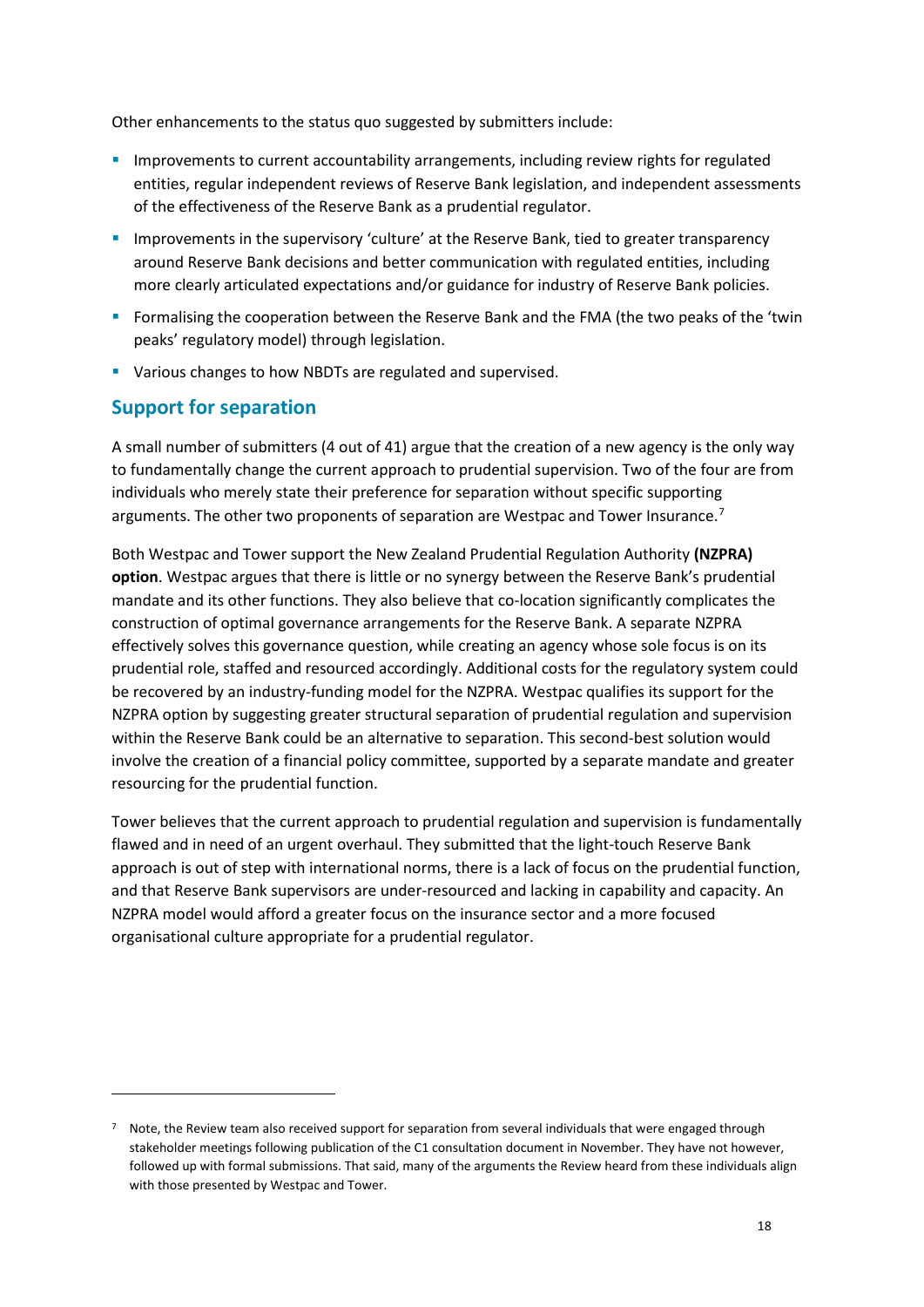Other enhancements to the status quo suggested by submitters include:

- Improvements to current accountability arrangements, including review rights for regulated entities, regular independent reviews of Reserve Bank legislation, and independent assessments of the effectiveness of the Reserve Bank as a prudential regulator.
- Improvements in the supervisory 'culture' at the Reserve Bank, tied to greater transparency around Reserve Bank decisions and better communication with regulated entities, including more clearly articulated expectations and/or guidance for industry of Reserve Bank policies.
- Formalising the cooperation between the Reserve Bank and the FMA (the two peaks of the 'twin peaks' regulatory model) through legislation.
- Various changes to how NBDTs are regulated and supervised.

## Support for separation

A small number of submitters (4 out of 41) argue that the creation of a new agency is the only way to fundamentally change the current approach to prudential supervision. Two of the four are from individuals who merely state their preference for separation without specific supporting arguments. The other two proponents of separation are Westpac and Tower Insurance.[7]

Both Westpac and Tower support the New Zealand Prudential Regulation Authority **(NZPRA) option**. Westpac argues that there is little or no synergy between the Reserve Bank's prudential mandate and its other functions. They also believe that co-location significantly complicates the construction of optimal governance arrangements for the Reserve Bank. A separate NZPRA effectively solves this governance question, while creating an agency whose sole focus is on its prudential role, staffed and resourced accordingly. Additional costs for the regulatory system could be recovered by an industry-funding model for the NZPRA. Westpac qualifies its support for the NZPRA option by suggesting greater structural separation of prudential regulation and supervision within the Reserve Bank could be an alternative to separation. This second-best solution would involve the creation of a financial policy committee, supported by a separate mandate and greater resourcing for the prudential function.

Tower believes that the current approach to prudential regulation and supervision is fundamentally flawed and in need of an urgent overhaul. They submitted that the light-touch Reserve Bank approach is out of step with international norms, there is a lack of focus on the prudential function, and that Reserve Bank supervisors are under-resourced and lacking in capability and capacity. An NZPRA model would afford a greater focus on the insurance sector and a more focused organisational culture appropriate for a prudential regulator.

[7] Note, the Review team also received support for separation from several individuals that were engaged through stakeholder meetings following publication of the C1 consultation document in November. They have not however, followed up with formal submissions. That said, many of the arguments the Review heard from these individuals align with those presented by Westpac and Tower.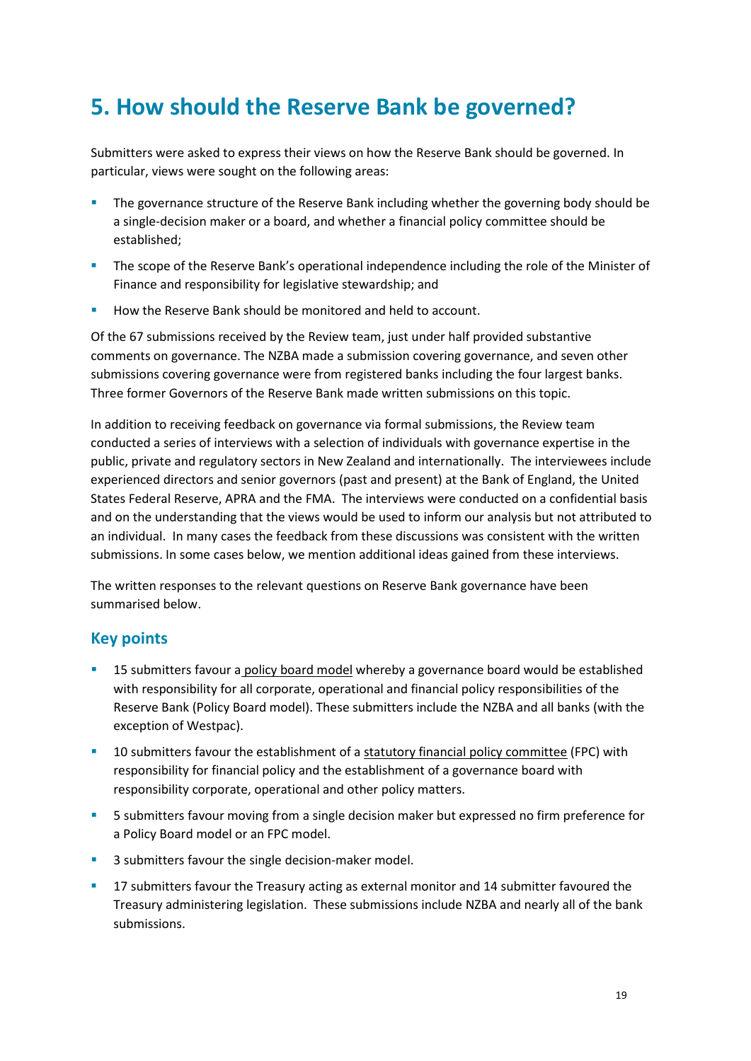# 5. How should the Reserve Bank be governed?

Submitters were asked to express their views on how the Reserve Bank should be governed. In particular, views were sought on the following areas:

- The governance structure of the Reserve Bank including whether the governing body should be a single-decision maker or a board, and whether a financial policy committee should be established;
- The scope of the Reserve Bank's operational independence including the role of the Minister of Finance and responsibility for legislative stewardship; and
- How the Reserve Bank should be monitored and held to account.

Of the 67 submissions received by the Review team, just under half provided substantive comments on governance. The NZBA made a submission covering governance, and seven other submissions covering governance were from registered banks including the four largest banks. Three former Governors of the Reserve Bank made written submissions on this topic.

In addition to receiving feedback on governance via formal submissions, the Review team conducted a series of interviews with a selection of individuals with governance expertise in the public, private and regulatory sectors in New Zealand and internationally. The interviewees include experienced directors and senior governors (past and present) at the Bank of England, the United States Federal Reserve, APRA and the FMA. The interviews were conducted on a confidential basis and on the understanding that the views would be used to inform our analysis but not attributed to an individual. In many cases the feedback from these discussions was consistent with the written submissions. In some cases below, we mention additional ideas gained from these interviews.

The written responses to the relevant questions on Reserve Bank governance have been summarised below.

## Key points

- 15 submitters favour a policy board model whereby a governance board would be established with responsibility for all corporate, operational and financial policy responsibilities of the Reserve Bank (Policy Board model). These submitters include the NZBA and all banks (with the exception of Westpac).
- 10 submitters favour the establishment of a statutory financial policy committee (FPC) with responsibility for financial policy and the establishment of a governance board with responsibility corporate, operational and other policy matters.
- 5 submitters favour moving from a single decision maker but expressed no firm preference for a Policy Board model or an FPC model.
- 3 submitters favour the single decision-maker model.
- 17 submitters favour the Treasury acting as external monitor and 14 submitter favoured the Treasury administering legislation. These submissions include NZBA and nearly all of the bank submissions.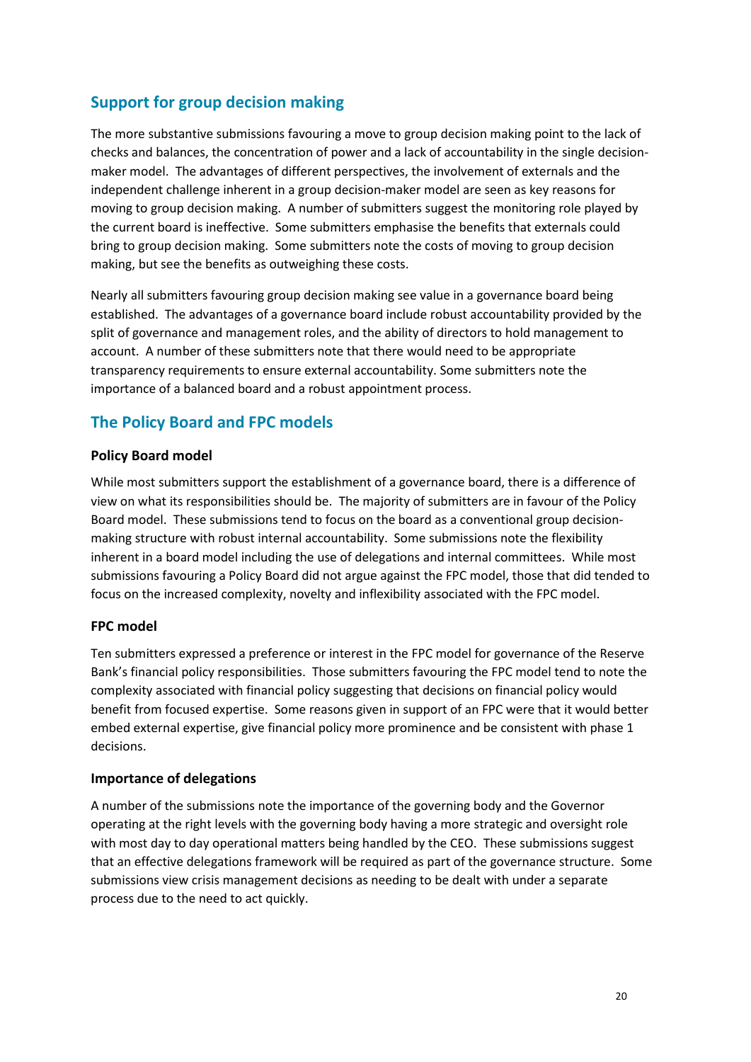## Support for group decision making

The more substantive submissions favouring a move to group decision making point to the lack of checks and balances, the concentration of power and a lack of accountability in the single decision-maker model. The advantages of different perspectives, the involvement of externals and the independent challenge inherent in a group decision-maker model are seen as key reasons for moving to group decision making. A number of submitters suggest the monitoring role played by the current board is ineffective. Some submitters emphasise the benefits that externals could bring to group decision making. Some submitters note the costs of moving to group decision making, but see the benefits as outweighing these costs.

Nearly all submitters favouring group decision making see value in a governance board being established. The advantages of a governance board include robust accountability provided by the split of governance and management roles, and the ability of directors to hold management to account. A number of these submitters note that there would need to be appropriate transparency requirements to ensure external accountability. Some submitters note the importance of a balanced board and a robust appointment process.

## The Policy Board and FPC models

### Policy Board model

While most submitters support the establishment of a governance board, there is a difference of view on what its responsibilities should be. The majority of submitters are in favour of the Policy Board model. These submissions tend to focus on the board as a conventional group decision-making structure with robust internal accountability. Some submissions note the flexibility inherent in a board model including the use of delegations and internal committees. While most submissions favouring a Policy Board did not argue against the FPC model, those that did tended to focus on the increased complexity, novelty and inflexibility associated with the FPC model.

### FPC model

Ten submitters expressed a preference or interest in the FPC model for governance of the Reserve Bank's financial policy responsibilities. Those submitters favouring the FPC model tend to note the complexity associated with financial policy suggesting that decisions on financial policy would benefit from focused expertise. Some reasons given in support of an FPC were that it would better embed external expertise, give financial policy more prominence and be consistent with phase 1 decisions.

### Importance of delegations

A number of the submissions note the importance of the governing body and the Governor operating at the right levels with the governing body having a more strategic and oversight role with most day to day operational matters being handled by the CEO. These submissions suggest that an effective delegations framework will be required as part of the governance structure. Some submissions view crisis management decisions as needing to be dealt with under a separate process due to the need to act quickly.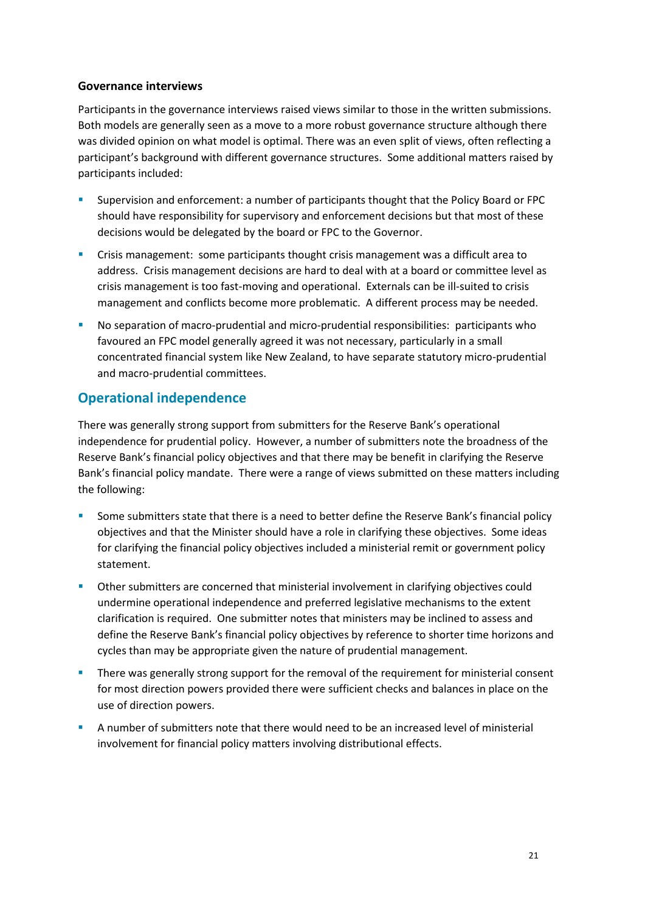**Governance interviews**

Participants in the governance interviews raised views similar to those in the written submissions. Both models are generally seen as a move to a more robust governance structure although there was divided opinion on what model is optimal. There was an even split of views, often reflecting a participant's background with different governance structures. Some additional matters raised by participants included:

- Supervision and enforcement: a number of participants thought that the Policy Board or FPC should have responsibility for supervisory and enforcement decisions but that most of these decisions would be delegated by the board or FPC to the Governor.
- Crisis management: some participants thought crisis management was a difficult area to address. Crisis management decisions are hard to deal with at a board or committee level as crisis management is too fast-moving and operational. Externals can be ill-suited to crisis management and conflicts become more problematic. A different process may be needed.
- No separation of macro-prudential and micro-prudential responsibilities: participants who favoured an FPC model generally agreed it was not necessary, particularly in a small concentrated financial system like New Zealand, to have separate statutory micro-prudential and macro-prudential committees.

## Operational independence

There was generally strong support from submitters for the Reserve Bank's operational independence for prudential policy. However, a number of submitters note the broadness of the Reserve Bank's financial policy objectives and that there may be benefit in clarifying the Reserve Bank's financial policy mandate. There were a range of views submitted on these matters including the following:

- Some submitters state that there is a need to better define the Reserve Bank's financial policy objectives and that the Minister should have a role in clarifying these objectives. Some ideas for clarifying the financial policy objectives included a ministerial remit or government policy statement.
- Other submitters are concerned that ministerial involvement in clarifying objectives could undermine operational independence and preferred legislative mechanisms to the extent clarification is required. One submitter notes that ministers may be inclined to assess and define the Reserve Bank's financial policy objectives by reference to shorter time horizons and cycles than may be appropriate given the nature of prudential management.
- There was generally strong support for the removal of the requirement for ministerial consent for most direction powers provided there were sufficient checks and balances in place on the use of direction powers.
- A number of submitters note that there would need to be an increased level of ministerial involvement for financial policy matters involving distributional effects.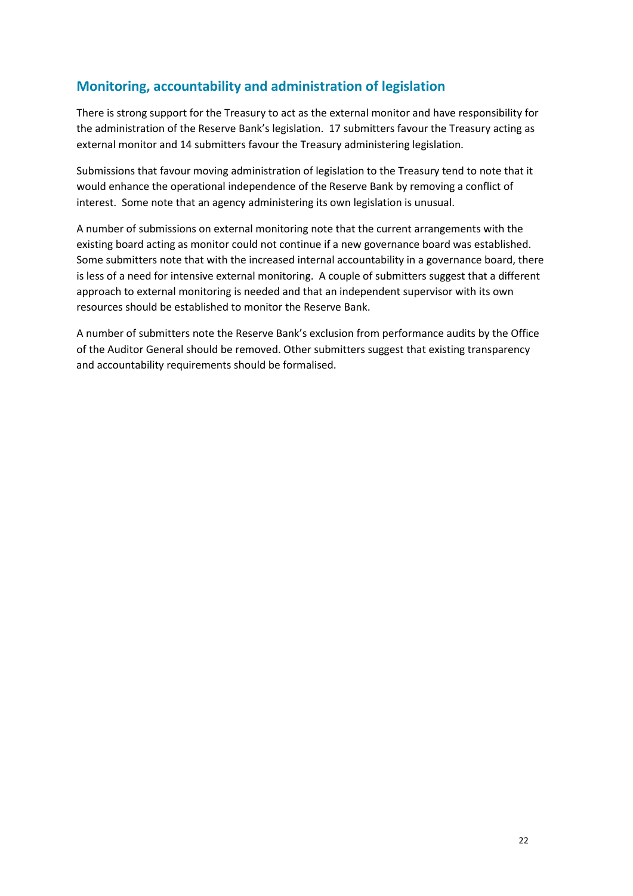## Monitoring, accountability and administration of legislation

There is strong support for the Treasury to act as the external monitor and have responsibility for the administration of the Reserve Bank's legislation. 17 submitters favour the Treasury acting as external monitor and 14 submitters favour the Treasury administering legislation.

Submissions that favour moving administration of legislation to the Treasury tend to note that it would enhance the operational independence of the Reserve Bank by removing a conflict of interest. Some note that an agency administering its own legislation is unusual.

A number of submissions on external monitoring note that the current arrangements with the existing board acting as monitor could not continue if a new governance board was established. Some submitters note that with the increased internal accountability in a governance board, there is less of a need for intensive external monitoring. A couple of submitters suggest that a different approach to external monitoring is needed and that an independent supervisor with its own resources should be established to monitor the Reserve Bank.

A number of submitters note the Reserve Bank's exclusion from performance audits by the Office of the Auditor General should be removed. Other submitters suggest that existing transparency and accountability requirements should be formalised.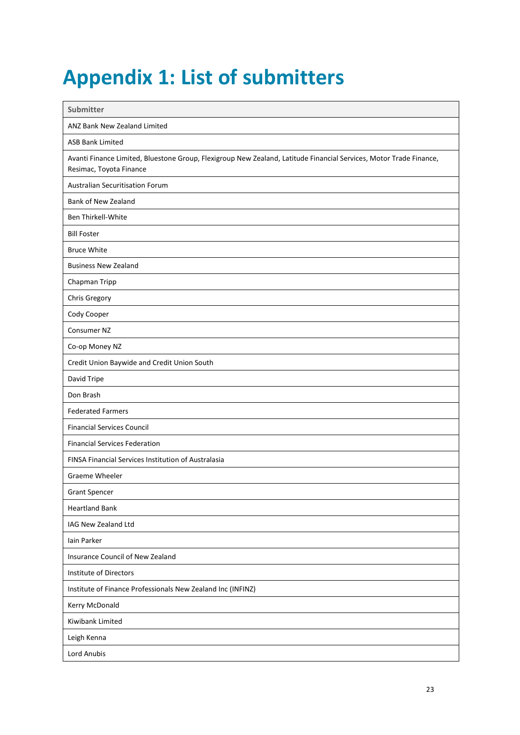# Appendix 1: List of submitters

| Submitter |
| --- |
| ANZ Bank New Zealand Limited |
| ASB Bank Limited |
| Avanti Finance Limited, Bluestone Group, Flexigroup New Zealand, Latitude Financial Services, Motor Trade Finance, Resimac, Toyota Finance |
| Australian Securitisation Forum |
| Bank of New Zealand |
| Ben Thirkell-White |
| Bill Foster |
| Bruce White |
| Business New Zealand |
| Chapman Tripp |
| Chris Gregory |
| Cody Cooper |
| Consumer NZ |
| Co-op Money NZ |
| Credit Union Baywide and Credit Union South |
| David Tripe |
| Don Brash |
| Federated Farmers |
| Financial Services Council |
| Financial Services Federation |
| FINSA Financial Services Institution of Australasia |
| Graeme Wheeler |
| Grant Spencer |
| Heartland Bank |
| IAG New Zealand Ltd |
| Iain Parker |
| Insurance Council of New Zealand |
| Institute of Directors |
| Institute of Finance Professionals New Zealand Inc (INFINZ) |
| Kerry McDonald |
| Kiwibank Limited |
| Leigh Kenna |
| Lord Anubis |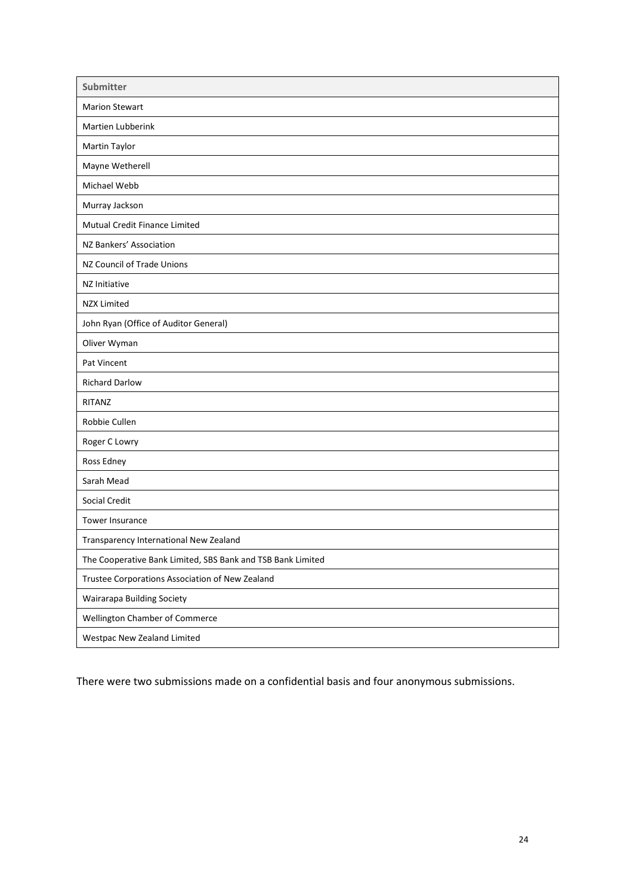| Submitter |
| --- |
| Marion Stewart |
| Martien Lubberink |
| Martin Taylor |
| Mayne Wetherell |
| Michael Webb |
| Murray Jackson |
| Mutual Credit Finance Limited |
| NZ Bankers' Association |
| NZ Council of Trade Unions |
| NZ Initiative |
| NZX Limited |
| John Ryan (Office of Auditor General) |
| Oliver Wyman |
| Pat Vincent |
| Richard Darlow |
| RITANZ |
| Robbie Cullen |
| Roger C Lowry |
| Ross Edney |
| Sarah Mead |
| Social Credit |
| Tower Insurance |
| Transparency International New Zealand |
| The Cooperative Bank Limited, SBS Bank and TSB Bank Limited |
| Trustee Corporations Association of New Zealand |
| Wairarapa Building Society |
| Wellington Chamber of Commerce |
| Westpac New Zealand Limited |

There were two submissions made on a confidential basis and four anonymous submissions.